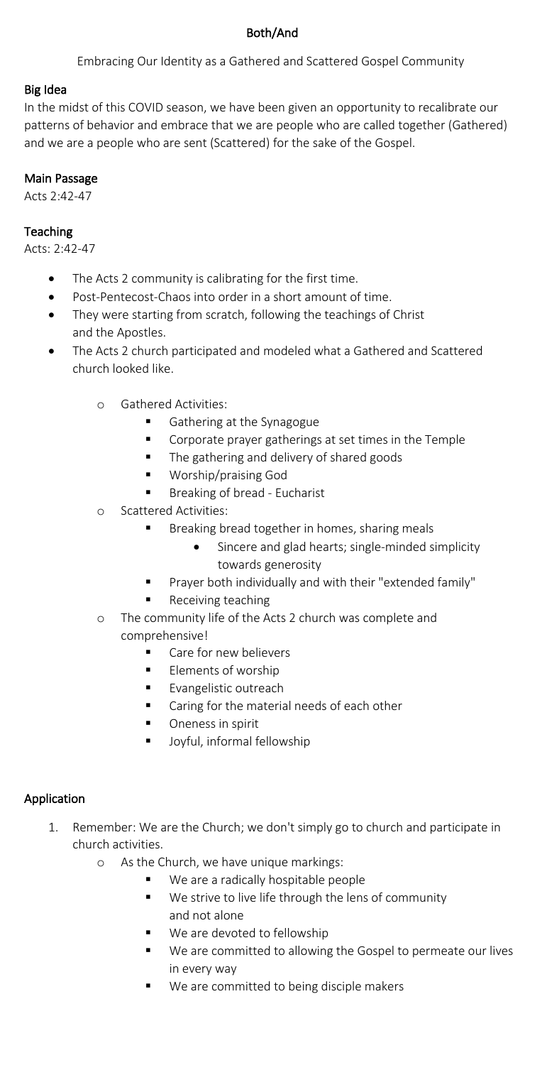# Both/And

Embracing Our Identity as a Gathered and Scattered Gospel Community

## Big Idea

In the midst of this COVID season, we have been given an opportunity to recalibrate our patterns of behavior and embrace that we are people who are called together (Gathered) and we are a people who are sent (Scattered) for the sake of the Gospel.

## Main Passage

Acts 2:42-47

## Teaching

Acts: 2:42-47

- The Acts 2 community is calibrating for the first time.
- Post-Pentecost-Chaos into order in a short amount of time.
- They were starting from scratch, following the teachings of Christ and the Apostles.
- The Acts 2 church participated and modeled what a Gathered and Scattered church looked like.
    - Gathered Activities:
        - Gathering at the Synagogue
        - Corporate prayer gatherings at set times in the Temple
        - The gathering and delivery of shared goods
        - Worship/praising God
        - Breaking of bread - Eucharist
    - Scattered Activities:
        - Breaking bread together in homes, sharing meals
            - Sincere and glad hearts; single-minded simplicity towards generosity
        - Prayer both individually and with their "extended family"
        - Receiving teaching
    - The community life of the Acts 2 church was complete and comprehensive!
        - Care for new believers
        - Elements of worship
        - Evangelistic outreach
        - Caring for the material needs of each other
        - Oneness in spirit
        - Joyful, informal fellowship

## Application

1. Remember: We are the Church; we don't simply go to church and participate in church activities.
    - As the Church, we have unique markings:
        - We are a radically hospitable people
        - We strive to live life through the lens of community and not alone
        - We are devoted to fellowship
        - We are committed to allowing the Gospel to permeate our lives in every way
        - We are committed to being disciple makers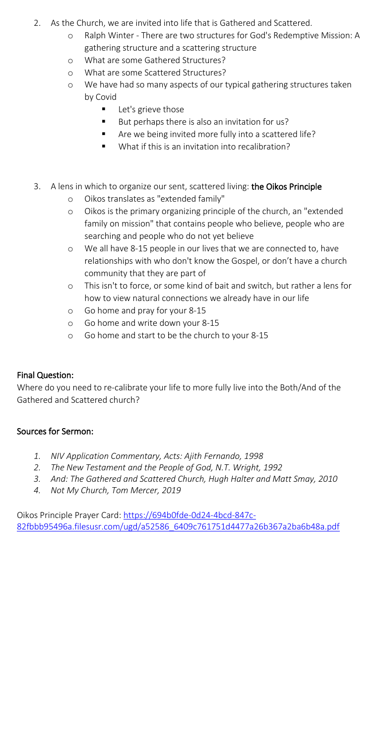2. As the Church, we are invited into life that is Gathered and Scattered.
   - Ralph Winter - There are two structures for God's Redemptive Mission: A gathering structure and a scattering structure
   - What are some Gathered Structures?
   - What are some Scattered Structures?
   - We have had so many aspects of our typical gathering structures taken by Covid
     - Let's grieve those
     - But perhaps there is also an invitation for us?
     - Are we being invited more fully into a scattered life?
     - What if this is an invitation into recalibration?

3. A lens in which to organize our sent, scattered living: **the Oikos Principle**
   - Oikos translates as "extended family"
   - Oikos is the primary organizing principle of the church, an "extended family on mission" that contains people who believe, people who are searching and people who do not yet believe
   - We all have 8-15 people in our lives that we are connected to, have relationships with who don't know the Gospel, or don't have a church community that they are part of
   - This isn't to force, or some kind of bait and switch, but rather a lens for how to view natural connections we already have in our life
   - Go home and pray for your 8-15
   - Go home and write down your 8-15
   - Go home and start to be the church to your 8-15

**Final Question:**

Where do you need to re-calibrate your life to more fully live into the Both/And of the Gathered and Scattered church?

**Sources for Sermon:**

1. *NIV Application Commentary, Acts: Ajith Fernando, 1998*
2. *The New Testament and the People of God, N.T. Wright, 1992*
3. *And: The Gathered and Scattered Church, Hugh Halter and Matt Smay, 2010*
4. *Not My Church, Tom Mercer, 2019*

Oikos Principle Prayer Card: https://694b0fde-0d24-4bcd-847c-82fbbb95496a.filesusr.com/ugd/a52586_6409c761751d4477a26b367a2ba6b48a.pdf